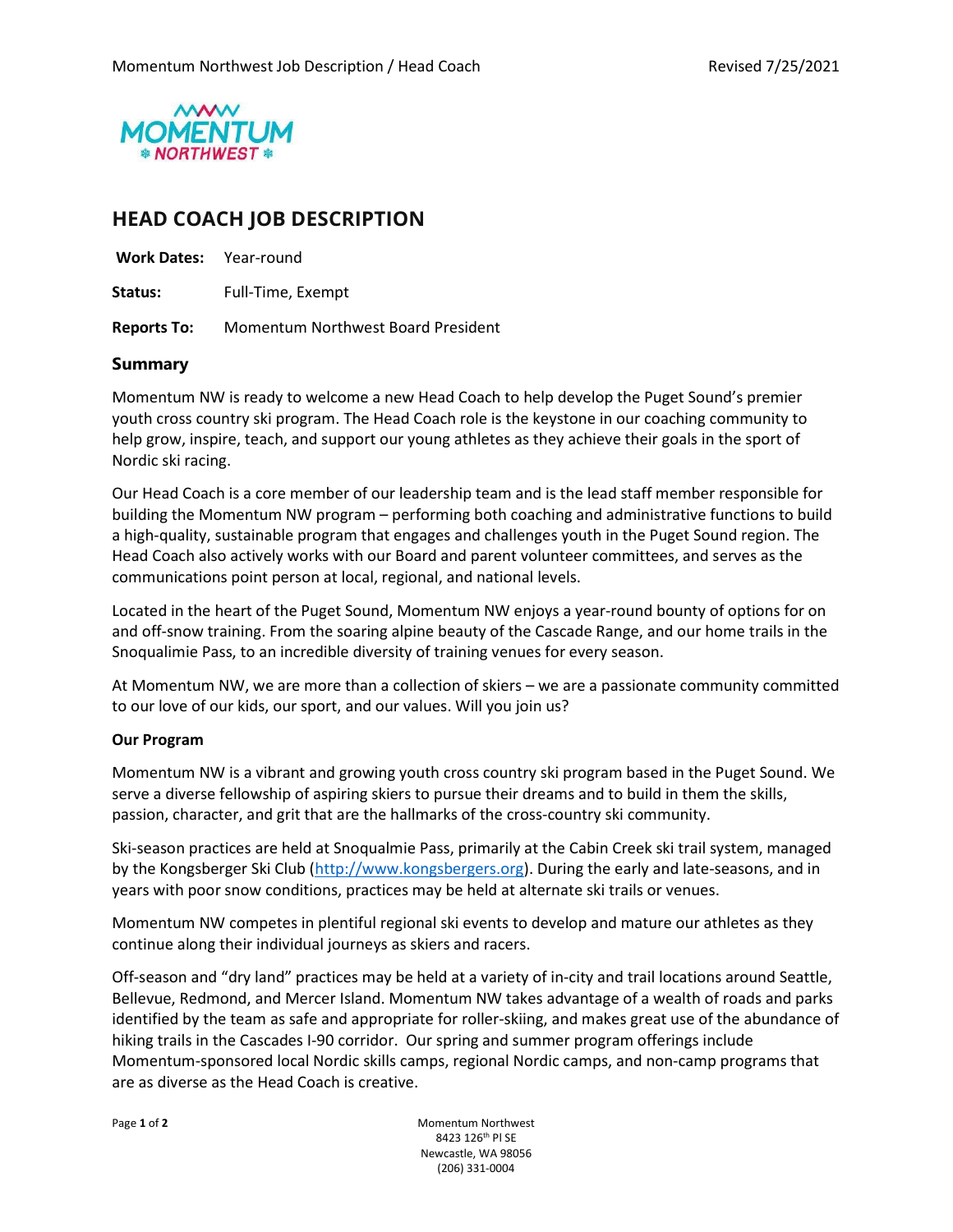# HEAD COACH JOB DESCRIPTION

**Work Dates:** Year-round

**Status:** Full-Time, Exempt

**Reports To:** Momentum Northwest Board President

## Summary

Momentum NW is ready to welcome a new Head Coach to help develop the Puget Sound's premier youth cross country ski program. The Head Coach role is the keystone in our coaching community to help grow, inspire, teach, and support our young athletes as they achieve their goals in the sport of Nordic ski racing.

Our Head Coach is a core member of our leadership team and is the lead staff member responsible for building the Momentum NW program – performing both coaching and administrative functions to build a high-quality, sustainable program that engages and challenges youth in the Puget Sound region. The Head Coach also actively works with our Board and parent volunteer committees, and serves as the communications point person at local, regional, and national levels.

Located in the heart of the Puget Sound, Momentum NW enjoys a year-round bounty of options for on and off-snow training. From the soaring alpine beauty of the Cascade Range, and our home trails in the Snoqualimie Pass, to an incredible diversity of training venues for every season.

At Momentum NW, we are more than a collection of skiers – we are a passionate community committed to our love of our kids, our sport, and our values. Will you join us?

### Our Program

Momentum NW is a vibrant and growing youth cross country ski program based in the Puget Sound. We serve a diverse fellowship of aspiring skiers to pursue their dreams and to build in them the skills, passion, character, and grit that are the hallmarks of the cross-country ski community.

Ski-season practices are held at Snoqualmie Pass, primarily at the Cabin Creek ski trail system, managed by the Kongsberger Ski Club (http://www.kongsbergers.org). During the early and late-seasons, and in years with poor snow conditions, practices may be held at alternate ski trails or venues.

Momentum NW competes in plentiful regional ski events to develop and mature our athletes as they continue along their individual journeys as skiers and racers.

Off-season and "dry land" practices may be held at a variety of in-city and trail locations around Seattle, Bellevue, Redmond, and Mercer Island. Momentum NW takes advantage of a wealth of roads and parks identified by the team as safe and appropriate for roller-skiing, and makes great use of the abundance of hiking trails in the Cascades I-90 corridor. Our spring and summer program offerings include Momentum-sponsored local Nordic skills camps, regional Nordic camps, and non-camp programs that are as diverse as the Head Coach is creative.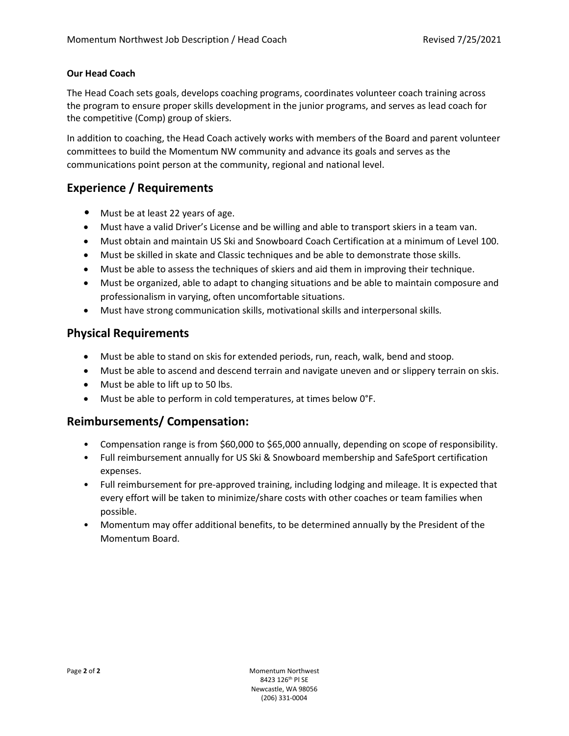**Our Head Coach**

The Head Coach sets goals, develops coaching programs, coordinates volunteer coach training across the program to ensure proper skills development in the junior programs, and serves as lead coach for the competitive (Comp) group of skiers.

In addition to coaching, the Head Coach actively works with members of the Board and parent volunteer committees to build the Momentum NW community and advance its goals and serves as the communications point person at the community, regional and national level.

## Experience / Requirements

- Must be at least 22 years of age.
- Must have a valid Driver's License and be willing and able to transport skiers in a team van.
- Must obtain and maintain US Ski and Snowboard Coach Certification at a minimum of Level 100.
- Must be skilled in skate and Classic techniques and be able to demonstrate those skills.
- Must be able to assess the techniques of skiers and aid them in improving their technique.
- Must be organized, able to adapt to changing situations and be able to maintain composure and professionalism in varying, often uncomfortable situations.
- Must have strong communication skills, motivational skills and interpersonal skills.

## Physical Requirements

- Must be able to stand on skis for extended periods, run, reach, walk, bend and stoop.
- Must be able to ascend and descend terrain and navigate uneven and or slippery terrain on skis.
- Must be able to lift up to 50 lbs.
- Must be able to perform in cold temperatures, at times below 0°F.

## Reimbursements/ Compensation:

- Compensation range is from $60,000 to $65,000 annually, depending on scope of responsibility.
- Full reimbursement annually for US Ski & Snowboard membership and SafeSport certification expenses.
- Full reimbursement for pre-approved training, including lodging and mileage. It is expected that every effort will be taken to minimize/share costs with other coaches or team families when possible.
- Momentum may offer additional benefits, to be determined annually by the President of the Momentum Board.

Momentum Northwest
8423 126th Pl SE
Newcastle, WA 98056
(206) 331-0004